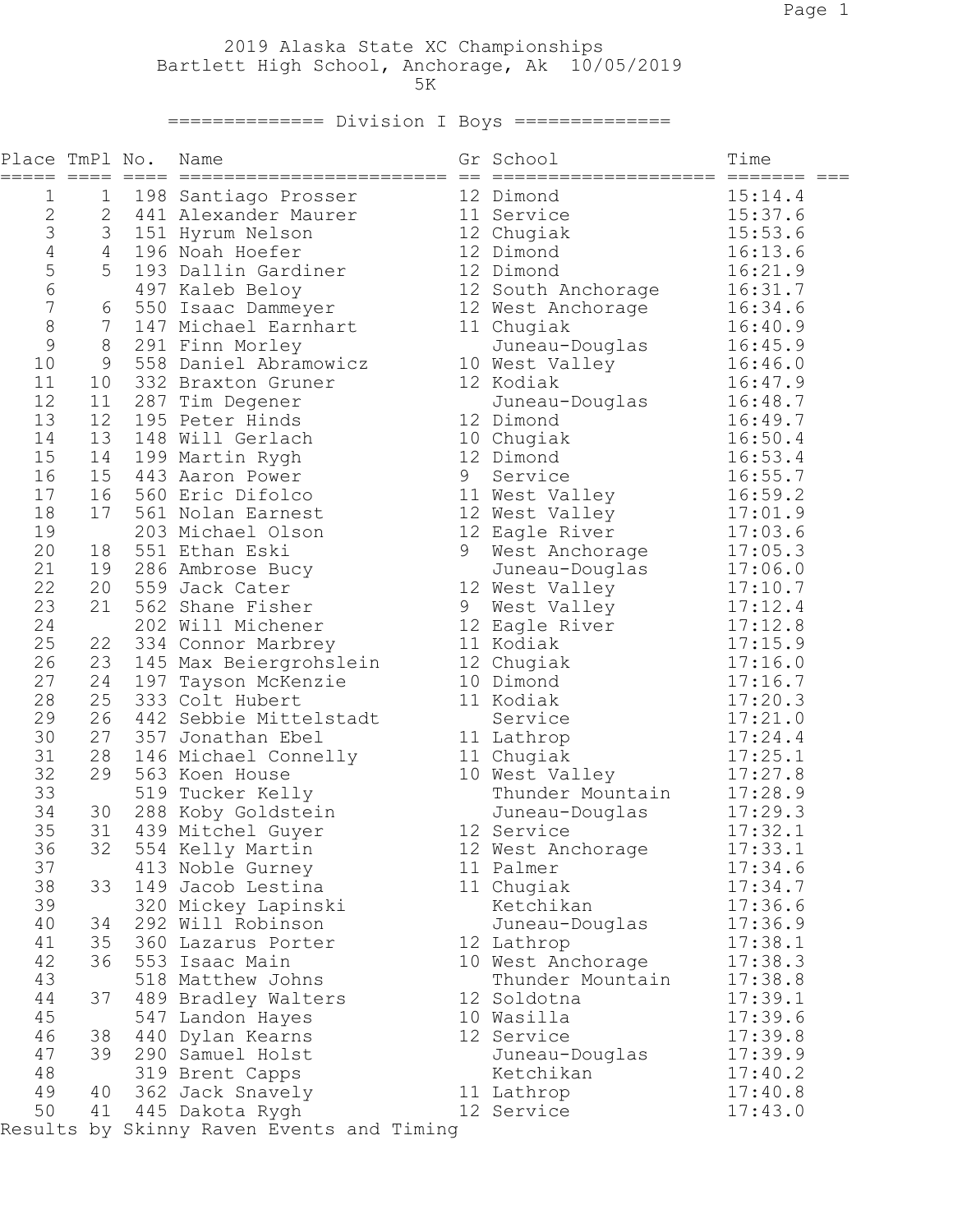2019 Alaska State XC Championships
Bartlett High School, Anchorage, Ak 10/05/2019
5K

## Division I Boys

| Place | TmPl | No. | Name | Gr | School | Time |
|---|---|---|---|---|---|---|
| 1 | 1 | 198 | Santiago Prosser | 12 | Dimond | 15:14.4 |
| 2 | 2 | 441 | Alexander Maurer | 11 | Service | 15:37.6 |
| 3 | 3 | 151 | Hyrum Nelson | 12 | Chugiak | 15:53.6 |
| 4 | 4 | 196 | Noah Hoefer | 12 | Dimond | 16:13.6 |
| 5 | 5 | 193 | Dallin Gardiner | 12 | Dimond | 16:21.9 |
| 6 | | 497 | Kaleb Beloy | 12 | South Anchorage | 16:31.7 |
| 7 | 6 | 550 | Isaac Dammeyer | 12 | West Anchorage | 16:34.6 |
| 8 | 7 | 147 | Michael Earnhart | 11 | Chugiak | 16:40.9 |
| 9 | 8 | 291 | Finn Morley | | Juneau-Douglas | 16:45.9 |
| 10 | 9 | 558 | Daniel Abramowicz | 10 | West Valley | 16:46.0 |
| 11 | 10 | 332 | Braxton Gruner | 12 | Kodiak | 16:47.9 |
| 12 | 11 | 287 | Tim Degener | | Juneau-Douglas | 16:48.7 |
| 13 | 12 | 195 | Peter Hinds | 12 | Dimond | 16:49.7 |
| 14 | 13 | 148 | Will Gerlach | 10 | Chugiak | 16:50.4 |
| 15 | 14 | 199 | Martin Rygh | 12 | Dimond | 16:53.4 |
| 16 | 15 | 443 | Aaron Power | 9 | Service | 16:55.7 |
| 17 | 16 | 560 | Eric Difolco | 11 | West Valley | 16:59.2 |
| 18 | 17 | 561 | Nolan Earnest | 12 | West Valley | 17:01.9 |
| 19 | | 203 | Michael Olson | 12 | Eagle River | 17:03.6 |
| 20 | 18 | 551 | Ethan Eski | 9 | West Anchorage | 17:05.3 |
| 21 | 19 | 286 | Ambrose Bucy | | Juneau-Douglas | 17:06.0 |
| 22 | 20 | 559 | Jack Cater | 12 | West Valley | 17:10.7 |
| 23 | 21 | 562 | Shane Fisher | 9 | West Valley | 17:12.4 |
| 24 | | 202 | Will Michener | 12 | Eagle River | 17:12.8 |
| 25 | 22 | 334 | Connor Marbrey | 11 | Kodiak | 17:15.9 |
| 26 | 23 | 145 | Max Beiergrohslein | 12 | Chugiak | 17:16.0 |
| 27 | 24 | 197 | Tayson McKenzie | 10 | Dimond | 17:16.7 |
| 28 | 25 | 333 | Colt Hubert | 11 | Kodiak | 17:20.3 |
| 29 | 26 | 442 | Sebbie Mittelstadt | | Service | 17:21.0 |
| 30 | 27 | 357 | Jonathan Ebel | 11 | Lathrop | 17:24.4 |
| 31 | 28 | 146 | Michael Connelly | 11 | Chugiak | 17:25.1 |
| 32 | 29 | 563 | Koen House | 10 | West Valley | 17:27.8 |
| 33 | | 519 | Tucker Kelly | | Thunder Mountain | 17:28.9 |
| 34 | 30 | 288 | Koby Goldstein | | Juneau-Douglas | 17:29.3 |
| 35 | 31 | 439 | Mitchel Guyer | 12 | Service | 17:32.1 |
| 36 | 32 | 554 | Kelly Martin | 12 | West Anchorage | 17:33.1 |
| 37 | | 413 | Noble Gurney | 11 | Palmer | 17:34.6 |
| 38 | 33 | 149 | Jacob Lestina | 11 | Chugiak | 17:34.7 |
| 39 | | 320 | Mickey Lapinski | | Ketchikan | 17:36.6 |
| 40 | 34 | 292 | Will Robinson | | Juneau-Douglas | 17:36.9 |
| 41 | 35 | 360 | Lazarus Porter | 12 | Lathrop | 17:38.1 |
| 42 | 36 | 553 | Isaac Main | 10 | West Anchorage | 17:38.3 |
| 43 | | 518 | Matthew Johns | | Thunder Mountain | 17:38.8 |
| 44 | 37 | 489 | Bradley Walters | 12 | Soldotna | 17:39.1 |
| 45 | | 547 | Landon Hayes | 10 | Wasilla | 17:39.6 |
| 46 | 38 | 440 | Dylan Kearns | 12 | Service | 17:39.8 |
| 47 | 39 | 290 | Samuel Holst | | Juneau-Douglas | 17:39.9 |
| 48 | | 319 | Brent Capps | | Ketchikan | 17:40.2 |
| 49 | 40 | 362 | Jack Snavely | 11 | Lathrop | 17:40.8 |
| 50 | 41 | 445 | Dakota Rygh | 12 | Service | 17:43.0 |

Results by Skinny Raven Events and Timing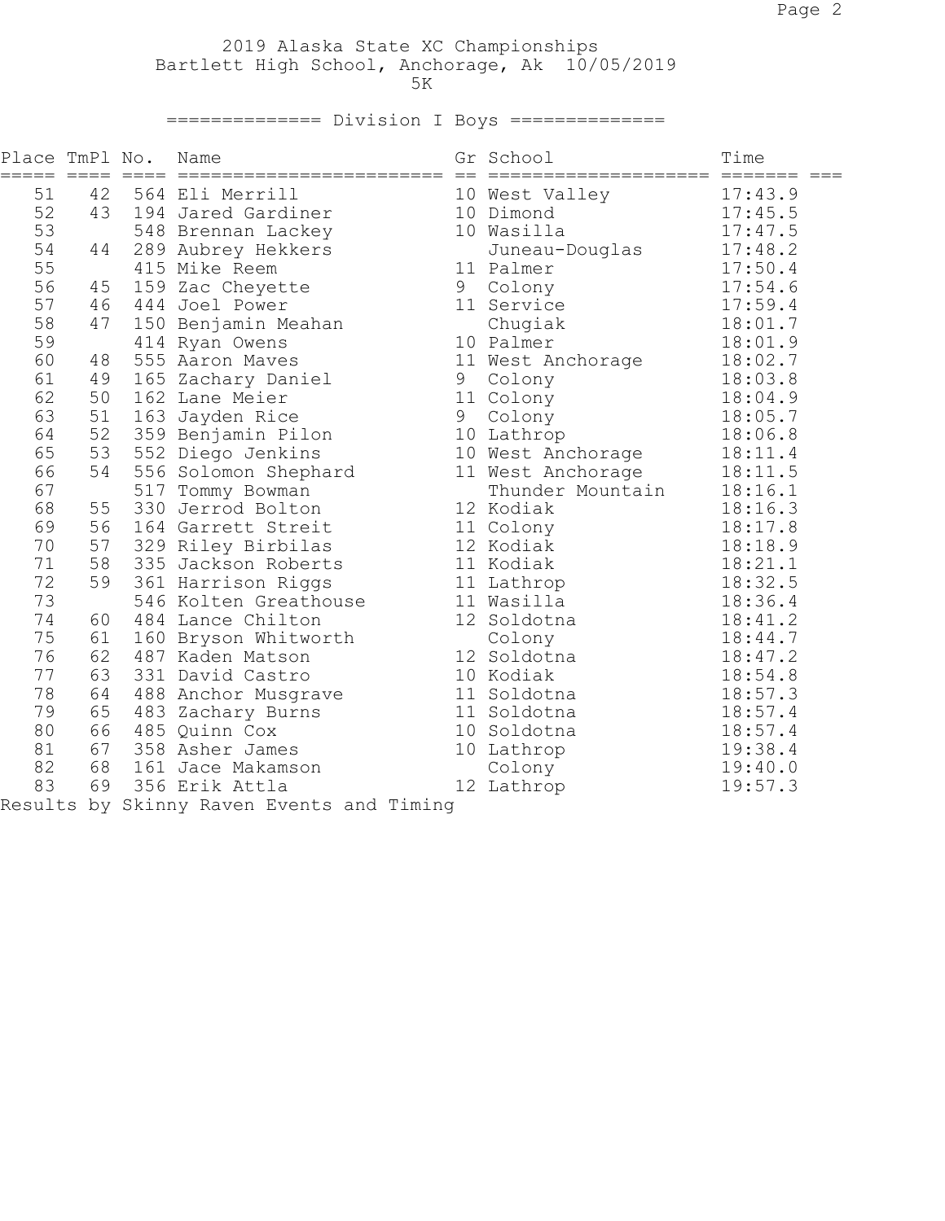2019 Alaska State XC Championships
Bartlett High School, Anchorage, Ak 10/05/2019
5K

## Division I Boys

| Place | TmPl | No. | Name | Gr | School | Time |
|---|---|---|---|---|---|---|
| 51 | 42 | 564 | Eli Merrill | 10 | West Valley | 17:43.9 |
| 52 | 43 | 194 | Jared Gardiner | 10 | Dimond | 17:45.5 |
| 53 | | 548 | Brennan Lackey | 10 | Wasilla | 17:47.5 |
| 54 | 44 | 289 | Aubrey Hekkers | | Juneau-Douglas | 17:48.2 |
| 55 | | 415 | Mike Reem | 11 | Palmer | 17:50.4 |
| 56 | 45 | 159 | Zac Cheyette | 9 | Colony | 17:54.6 |
| 57 | 46 | 444 | Joel Power | 11 | Service | 17:59.4 |
| 58 | 47 | 150 | Benjamin Meahan | | Chugiak | 18:01.7 |
| 59 | | 414 | Ryan Owens | 10 | Palmer | 18:01.9 |
| 60 | 48 | 555 | Aaron Maves | 11 | West Anchorage | 18:02.7 |
| 61 | 49 | 165 | Zachary Daniel | 9 | Colony | 18:03.8 |
| 62 | 50 | 162 | Lane Meier | 11 | Colony | 18:04.9 |
| 63 | 51 | 163 | Jayden Rice | 9 | Colony | 18:05.7 |
| 64 | 52 | 359 | Benjamin Pilon | 10 | Lathrop | 18:06.8 |
| 65 | 53 | 552 | Diego Jenkins | 10 | West Anchorage | 18:11.4 |
| 66 | 54 | 556 | Solomon Shephard | 11 | West Anchorage | 18:11.5 |
| 67 | | 517 | Tommy Bowman | | Thunder Mountain | 18:16.1 |
| 68 | 55 | 330 | Jerrod Bolton | 12 | Kodiak | 18:16.3 |
| 69 | 56 | 164 | Garrett Streit | 11 | Colony | 18:17.8 |
| 70 | 57 | 329 | Riley Birbilas | 12 | Kodiak | 18:18.9 |
| 71 | 58 | 335 | Jackson Roberts | 11 | Kodiak | 18:21.1 |
| 72 | 59 | 361 | Harrison Riggs | 11 | Lathrop | 18:32.5 |
| 73 | | 546 | Kolten Greathouse | 11 | Wasilla | 18:36.4 |
| 74 | 60 | 484 | Lance Chilton | 12 | Soldotna | 18:41.2 |
| 75 | 61 | 160 | Bryson Whitworth | | Colony | 18:44.7 |
| 76 | 62 | 487 | Kaden Matson | 12 | Soldotna | 18:47.2 |
| 77 | 63 | 331 | David Castro | 10 | Kodiak | 18:54.8 |
| 78 | 64 | 488 | Anchor Musgrave | 11 | Soldotna | 18:57.3 |
| 79 | 65 | 483 | Zachary Burns | 11 | Soldotna | 18:57.4 |
| 80 | 66 | 485 | Quinn Cox | 10 | Soldotna | 18:57.4 |
| 81 | 67 | 358 | Asher James | 10 | Lathrop | 19:38.4 |
| 82 | 68 | 161 | Jace Makamson | | Colony | 19:40.0 |
| 83 | 69 | 356 | Erik Attla | 12 | Lathrop | 19:57.3 |

Results by Skinny Raven Events and Timing